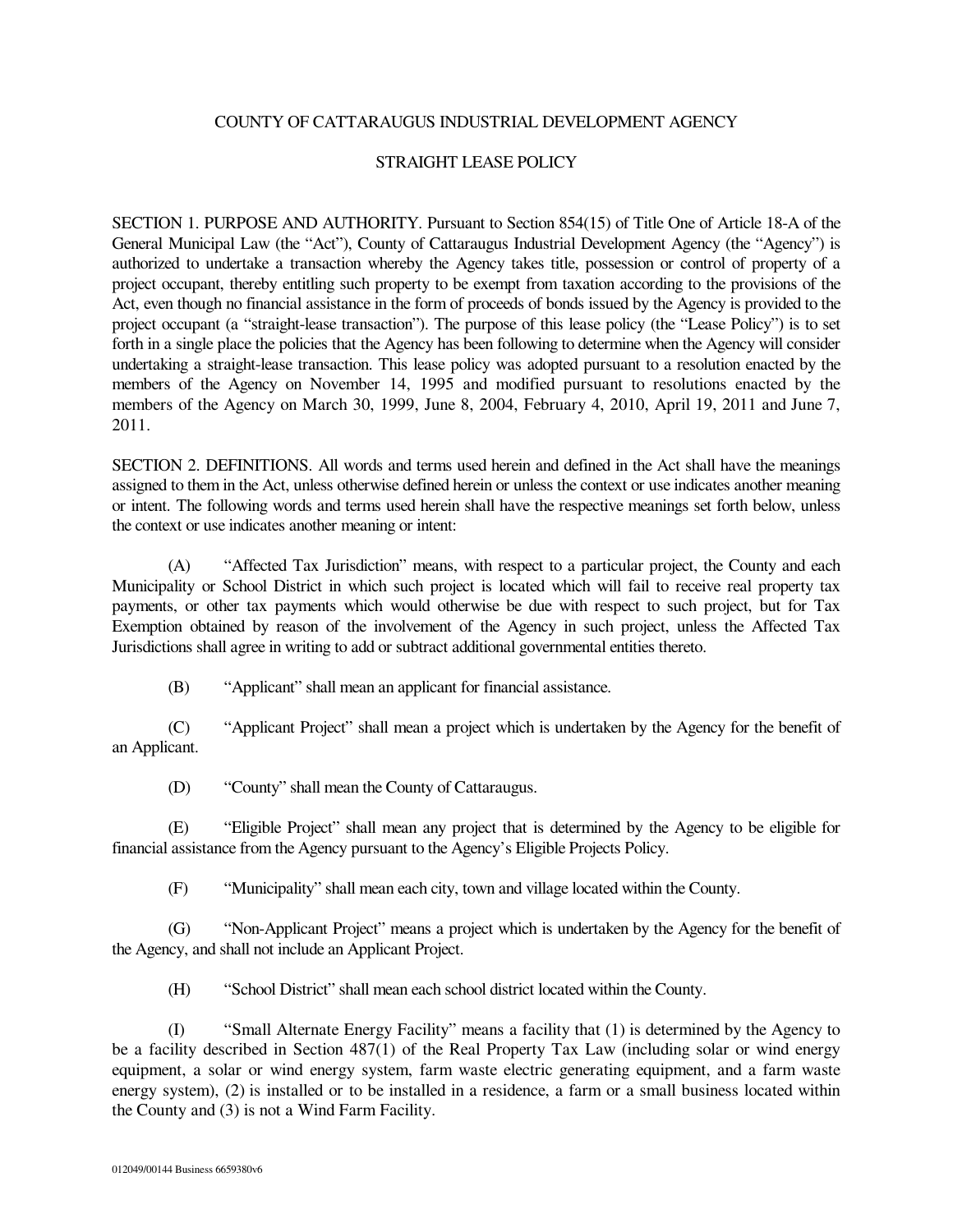# COUNTY OF CATTARAUGUS INDUSTRIAL DEVELOPMENT AGENCY

## STRAIGHT LEASE POLICY

SECTION 1. PURPOSE AND AUTHORITY. Pursuant to Section 854(15) of Title One of Article 18-A of the General Municipal Law (the "Act"), County of Cattaraugus Industrial Development Agency (the "Agency") is authorized to undertake a transaction whereby the Agency takes title, possession or control of property of a project occupant, thereby entitling such property to be exempt from taxation according to the provisions of the Act, even though no financial assistance in the form of proceeds of bonds issued by the Agency is provided to the project occupant (a "straight-lease transaction"). The purpose of this lease policy (the "Lease Policy") is to set forth in a single place the policies that the Agency has been following to determine when the Agency will consider undertaking a straight-lease transaction. This lease policy was adopted pursuant to a resolution enacted by the members of the Agency on November 14, 1995 and modified pursuant to resolutions enacted by the members of the Agency on March 30, 1999, June 8, 2004, February 4, 2010, April 19, 2011 and June 7, 2011.

SECTION 2. DEFINITIONS. All words and terms used herein and defined in the Act shall have the meanings assigned to them in the Act, unless otherwise defined herein or unless the context or use indicates another meaning or intent. The following words and terms used herein shall have the respective meanings set forth below, unless the context or use indicates another meaning or intent:

(A) "Affected Tax Jurisdiction" means, with respect to a particular project, the County and each Municipality or School District in which such project is located which will fail to receive real property tax payments, or other tax payments which would otherwise be due with respect to such project, but for Tax Exemption obtained by reason of the involvement of the Agency in such project, unless the Affected Tax Jurisdictions shall agree in writing to add or subtract additional governmental entities thereto.

(B) "Applicant" shall mean an applicant for financial assistance.

(C) "Applicant Project" shall mean a project which is undertaken by the Agency for the benefit of an Applicant.

(D) "County" shall mean the County of Cattaraugus.

(E) "Eligible Project" shall mean any project that is determined by the Agency to be eligible for financial assistance from the Agency pursuant to the Agency's Eligible Projects Policy.

(F) "Municipality" shall mean each city, town and village located within the County.

(G) "Non-Applicant Project" means a project which is undertaken by the Agency for the benefit of the Agency, and shall not include an Applicant Project.

(H) "School District" shall mean each school district located within the County.

(I) "Small Alternate Energy Facility" means a facility that (1) is determined by the Agency to be a facility described in Section 487(1) of the Real Property Tax Law (including solar or wind energy equipment, a solar or wind energy system, farm waste electric generating equipment, and a farm waste energy system), (2) is installed or to be installed in a residence, a farm or a small business located within the County and (3) is not a Wind Farm Facility.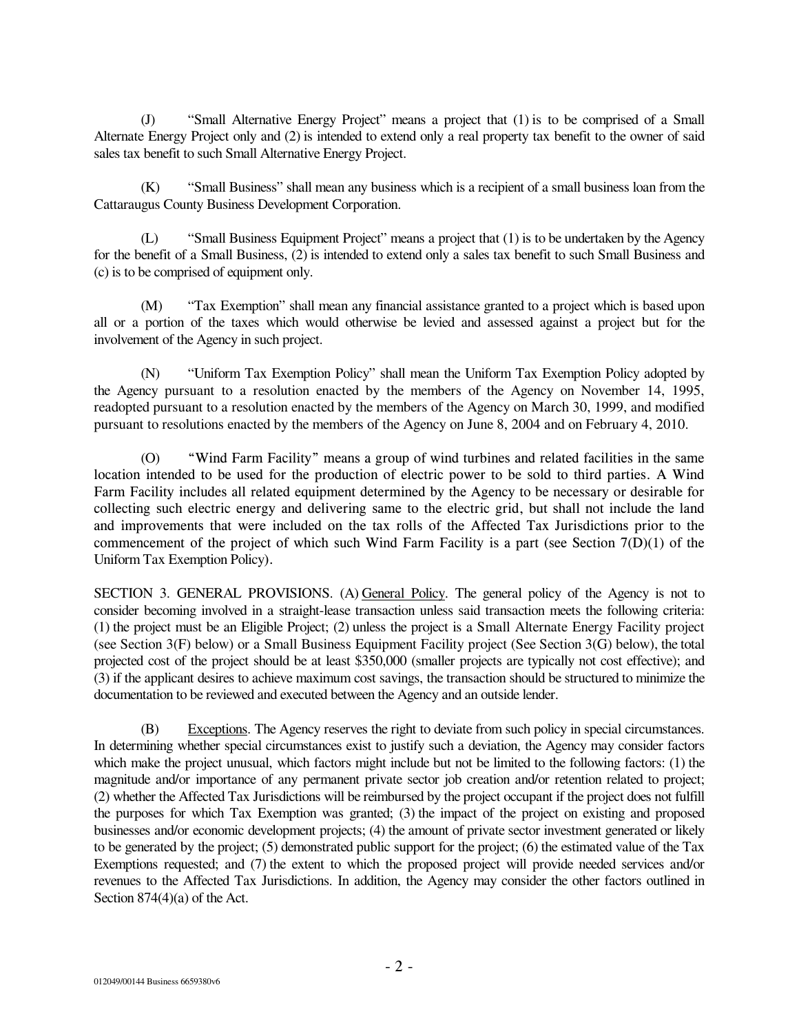(J) "Small Alternative Energy Project" means a project that (1) is to be comprised of a Small Alternate Energy Project only and (2) is intended to extend only a real property tax benefit to the owner of said sales tax benefit to such Small Alternative Energy Project.

(K) "Small Business" shall mean any business which is a recipient of a small business loan from the Cattaraugus County Business Development Corporation.

(L) "Small Business Equipment Project" means a project that (1) is to be undertaken by the Agency for the benefit of a Small Business, (2) is intended to extend only a sales tax benefit to such Small Business and (c) is to be comprised of equipment only.

(M) "Tax Exemption" shall mean any financial assistance granted to a project which is based upon all or a portion of the taxes which would otherwise be levied and assessed against a project but for the involvement of the Agency in such project.

(N) "Uniform Tax Exemption Policy" shall mean the Uniform Tax Exemption Policy adopted by the Agency pursuant to a resolution enacted by the members of the Agency on November 14, 1995, readopted pursuant to a resolution enacted by the members of the Agency on March 30, 1999, and modified pursuant to resolutions enacted by the members of the Agency on June 8, 2004 and on February 4, 2010.

(O) "Wind Farm Facility" means a group of wind turbines and related facilities in the same location intended to be used for the production of electric power to be sold to third parties. A Wind Farm Facility includes all related equipment determined by the Agency to be necessary or desirable for collecting such electric energy and delivering same to the electric grid, but shall not include the land and improvements that were included on the tax rolls of the Affected Tax Jurisdictions prior to the commencement of the project of which such Wind Farm Facility is a part (see Section 7(D)(1) of the Uniform Tax Exemption Policy).

SECTION 3. GENERAL PROVISIONS. (A) General Policy. The general policy of the Agency is not to consider becoming involved in a straight-lease transaction unless said transaction meets the following criteria: (1) the project must be an Eligible Project; (2) unless the project is a Small Alternate Energy Facility project (see Section 3(F) below) or a Small Business Equipment Facility project (See Section 3(G) below), the total projected cost of the project should be at least $350,000 (smaller projects are typically not cost effective); and (3) if the applicant desires to achieve maximum cost savings, the transaction should be structured to minimize the documentation to be reviewed and executed between the Agency and an outside lender.

(B) Exceptions. The Agency reserves the right to deviate from such policy in special circumstances. In determining whether special circumstances exist to justify such a deviation, the Agency may consider factors which make the project unusual, which factors might include but not be limited to the following factors: (1) the magnitude and/or importance of any permanent private sector job creation and/or retention related to project; (2) whether the Affected Tax Jurisdictions will be reimbursed by the project occupant if the project does not fulfill the purposes for which Tax Exemption was granted; (3) the impact of the project on existing and proposed businesses and/or economic development projects; (4) the amount of private sector investment generated or likely to be generated by the project; (5) demonstrated public support for the project; (6) the estimated value of the Tax Exemptions requested; and (7) the extent to which the proposed project will provide needed services and/or revenues to the Affected Tax Jurisdictions. In addition, the Agency may consider the other factors outlined in Section 874(4)(a) of the Act.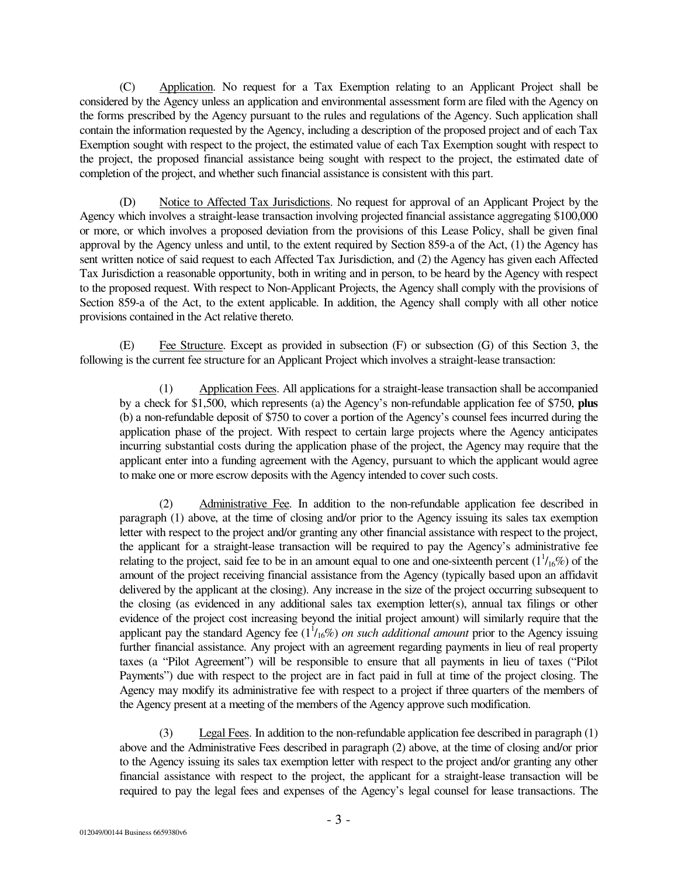(C) Application. No request for a Tax Exemption relating to an Applicant Project shall be considered by the Agency unless an application and environmental assessment form are filed with the Agency on the forms prescribed by the Agency pursuant to the rules and regulations of the Agency. Such application shall contain the information requested by the Agency, including a description of the proposed project and of each Tax Exemption sought with respect to the project, the estimated value of each Tax Exemption sought with respect to the project, the proposed financial assistance being sought with respect to the project, the estimated date of completion of the project, and whether such financial assistance is consistent with this part.

(D) Notice to Affected Tax Jurisdictions. No request for approval of an Applicant Project by the Agency which involves a straight-lease transaction involving projected financial assistance aggregating $100,000 or more, or which involves a proposed deviation from the provisions of this Lease Policy, shall be given final approval by the Agency unless and until, to the extent required by Section 859-a of the Act, (1) the Agency has sent written notice of said request to each Affected Tax Jurisdiction, and (2) the Agency has given each Affected Tax Jurisdiction a reasonable opportunity, both in writing and in person, to be heard by the Agency with respect to the proposed request. With respect to Non-Applicant Projects, the Agency shall comply with the provisions of Section 859-a of the Act, to the extent applicable. In addition, the Agency shall comply with all other notice provisions contained in the Act relative thereto.

(E) Fee Structure. Except as provided in subsection (F) or subsection (G) of this Section 3, the following is the current fee structure for an Applicant Project which involves a straight-lease transaction:

(1) Application Fees. All applications for a straight-lease transaction shall be accompanied by a check for $1,500, which represents (a) the Agency's non-refundable application fee of $750, **plus** (b) a non-refundable deposit of $750 to cover a portion of the Agency's counsel fees incurred during the application phase of the project. With respect to certain large projects where the Agency anticipates incurring substantial costs during the application phase of the project, the Agency may require that the applicant enter into a funding agreement with the Agency, pursuant to which the applicant would agree to make one or more escrow deposits with the Agency intended to cover such costs.

(2) Administrative Fee. In addition to the non-refundable application fee described in paragraph (1) above, at the time of closing and/or prior to the Agency issuing its sales tax exemption letter with respect to the project and/or granting any other financial assistance with respect to the project, the applicant for a straight-lease transaction will be required to pay the Agency's administrative fee relating to the project, said fee to be in an amount equal to one and one-sixteenth percent ($1^{1}/_{16}$%) of the amount of the project receiving financial assistance from the Agency (typically based upon an affidavit delivered by the applicant at the closing). Any increase in the size of the project occurring subsequent to the closing (as evidenced in any additional sales tax exemption letter(s), annual tax filings or other evidence of the project cost increasing beyond the initial project amount) will similarly require that the applicant pay the standard Agency fee ($1^{1}/_{16}$%) *on such additional amount* prior to the Agency issuing further financial assistance. Any project with an agreement regarding payments in lieu of real property taxes (a "Pilot Agreement") will be responsible to ensure that all payments in lieu of taxes ("Pilot Payments") due with respect to the project are in fact paid in full at time of the project closing. The Agency may modify its administrative fee with respect to a project if three quarters of the members of the Agency present at a meeting of the members of the Agency approve such modification.

(3) Legal Fees. In addition to the non-refundable application fee described in paragraph (1) above and the Administrative Fees described in paragraph (2) above, at the time of closing and/or prior to the Agency issuing its sales tax exemption letter with respect to the project and/or granting any other financial assistance with respect to the project, the applicant for a straight-lease transaction will be required to pay the legal fees and expenses of the Agency's legal counsel for lease transactions. The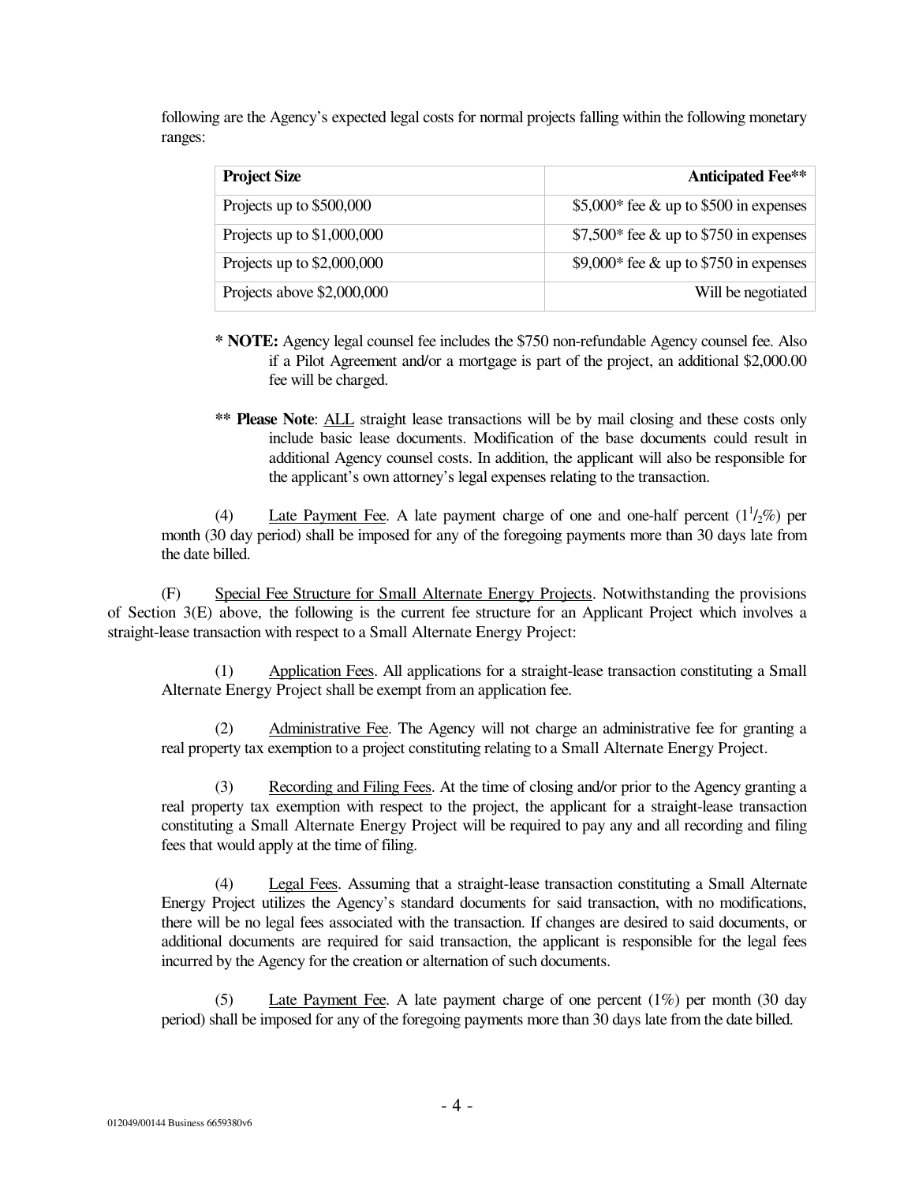following are the Agency's expected legal costs for normal projects falling within the following monetary ranges:

| Project Size | Anticipated Fee** |
|---|---|
| Projects up to $500,000 | $5,000* fee & up to $500 in expenses |
| Projects up to $1,000,000 | $7,500* fee & up to $750 in expenses |
| Projects up to $2,000,000 | $9,000* fee & up to $750 in expenses |
| Projects above $2,000,000 | Will be negotiated |

**\* NOTE:** Agency legal counsel fee includes the $750 non-refundable Agency counsel fee. Also if a Pilot Agreement and/or a mortgage is part of the project, an additional $2,000.00 fee will be charged.

**\*\* Please Note**: <u>ALL</u> straight lease transactions will be by mail closing and these costs only include basic lease documents. Modification of the base documents could result in additional Agency counsel costs. In addition, the applicant will also be responsible for the applicant's own attorney's legal expenses relating to the transaction.

(4) <u>Late Payment Fee</u>. A late payment charge of one and one-half percent ($1^1/_2$%) per month (30 day period) shall be imposed for any of the foregoing payments more than 30 days late from the date billed.

(F) <u>Special Fee Structure for Small Alternate Energy Projects</u>. Notwithstanding the provisions of Section 3(E) above, the following is the current fee structure for an Applicant Project which involves a straight-lease transaction with respect to a Small Alternate Energy Project:

(1) <u>Application Fees</u>. All applications for a straight-lease transaction constituting a Small Alternate Energy Project shall be exempt from an application fee.

(2) <u>Administrative Fee</u>. The Agency will not charge an administrative fee for granting a real property tax exemption to a project constituting relating to a Small Alternate Energy Project.

(3) <u>Recording and Filing Fees</u>. At the time of closing and/or prior to the Agency granting a real property tax exemption with respect to the project, the applicant for a straight-lease transaction constituting a Small Alternate Energy Project will be required to pay any and all recording and filing fees that would apply at the time of filing.

(4) <u>Legal Fees</u>. Assuming that a straight-lease transaction constituting a Small Alternate Energy Project utilizes the Agency's standard documents for said transaction, with no modifications, there will be no legal fees associated with the transaction. If changes are desired to said documents, or additional documents are required for said transaction, the applicant is responsible for the legal fees incurred by the Agency for the creation or alternation of such documents.

(5) <u>Late Payment Fee</u>. A late payment charge of one percent (1%) per month (30 day period) shall be imposed for any of the foregoing payments more than 30 days late from the date billed.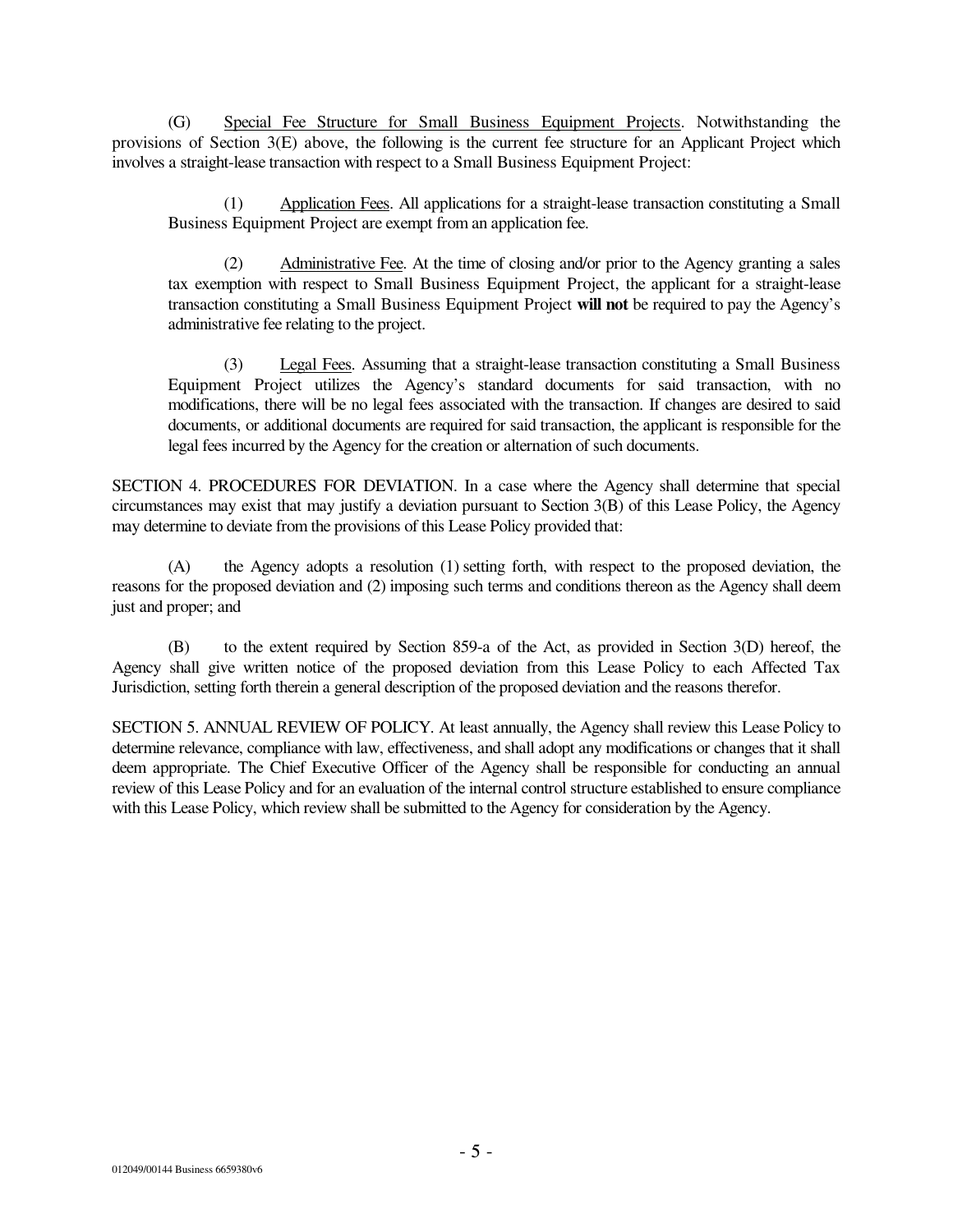(G) Special Fee Structure for Small Business Equipment Projects. Notwithstanding the provisions of Section 3(E) above, the following is the current fee structure for an Applicant Project which involves a straight-lease transaction with respect to a Small Business Equipment Project:

(1) Application Fees. All applications for a straight-lease transaction constituting a Small Business Equipment Project are exempt from an application fee.

(2) Administrative Fee. At the time of closing and/or prior to the Agency granting a sales tax exemption with respect to Small Business Equipment Project, the applicant for a straight-lease transaction constituting a Small Business Equipment Project **will not** be required to pay the Agency's administrative fee relating to the project.

(3) Legal Fees. Assuming that a straight-lease transaction constituting a Small Business Equipment Project utilizes the Agency's standard documents for said transaction, with no modifications, there will be no legal fees associated with the transaction. If changes are desired to said documents, or additional documents are required for said transaction, the applicant is responsible for the legal fees incurred by the Agency for the creation or alternation of such documents.

SECTION 4. PROCEDURES FOR DEVIATION. In a case where the Agency shall determine that special circumstances may exist that may justify a deviation pursuant to Section 3(B) of this Lease Policy, the Agency may determine to deviate from the provisions of this Lease Policy provided that:

(A) the Agency adopts a resolution (1) setting forth, with respect to the proposed deviation, the reasons for the proposed deviation and (2) imposing such terms and conditions thereon as the Agency shall deem just and proper; and

(B) to the extent required by Section 859-a of the Act, as provided in Section 3(D) hereof, the Agency shall give written notice of the proposed deviation from this Lease Policy to each Affected Tax Jurisdiction, setting forth therein a general description of the proposed deviation and the reasons therefor.

SECTION 5. ANNUAL REVIEW OF POLICY. At least annually, the Agency shall review this Lease Policy to determine relevance, compliance with law, effectiveness, and shall adopt any modifications or changes that it shall deem appropriate. The Chief Executive Officer of the Agency shall be responsible for conducting an annual review of this Lease Policy and for an evaluation of the internal control structure established to ensure compliance with this Lease Policy, which review shall be submitted to the Agency for consideration by the Agency.

012049/00144 Business 6659380v6